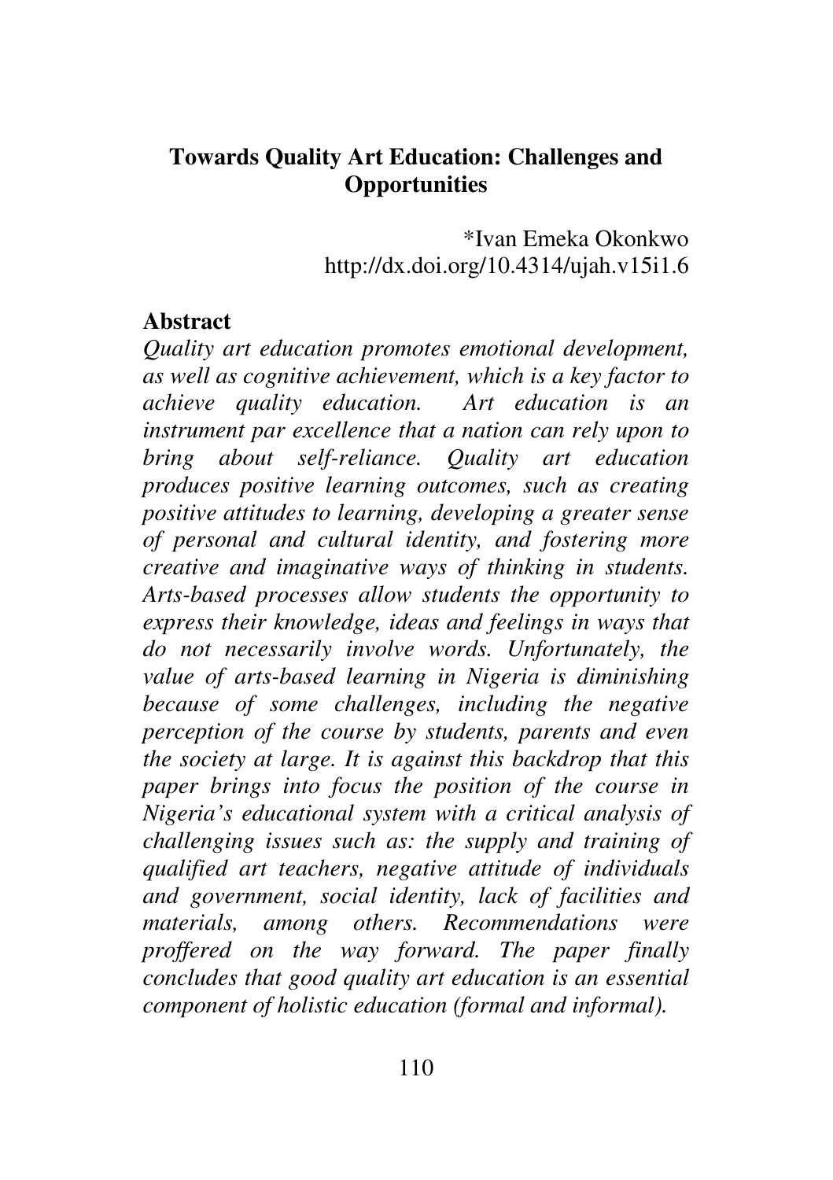# Towards Quality Art Education: Challenges and Opportunities

*Ivan Emeka Okonkwo
http://dx.doi.org/10.4314/ujah.v15i1.6

## Abstract

*Quality art education promotes emotional development, as well as cognitive achievement, which is a key factor to achieve quality education. Art education is an instrument par excellence that a nation can rely upon to bring about self-reliance. Quality art education produces positive learning outcomes, such as creating positive attitudes to learning, developing a greater sense of personal and cultural identity, and fostering more creative and imaginative ways of thinking in students. Arts-based processes allow students the opportunity to express their knowledge, ideas and feelings in ways that do not necessarily involve words. Unfortunately, the value of arts-based learning in Nigeria is diminishing because of some challenges, including the negative perception of the course by students, parents and even the society at large. It is against this backdrop that this paper brings into focus the position of the course in Nigeria's educational system with a critical analysis of challenging issues such as: the supply and training of qualified art teachers, negative attitude of individuals and government, social identity, lack of facilities and materials, among others. Recommendations were proffered on the way forward. The paper finally concludes that good quality art education is an essential component of holistic education (formal and informal).*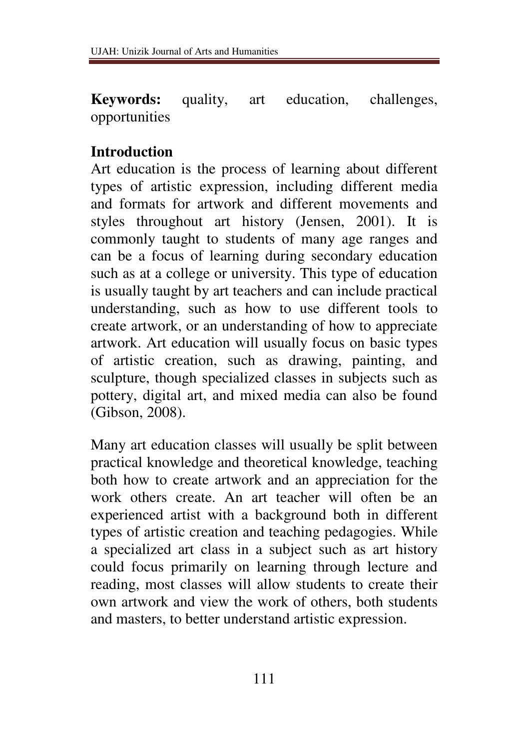**Keywords:** quality, art education, challenges, opportunities

## Introduction

Art education is the process of learning about different types of artistic expression, including different media and formats for artwork and different movements and styles throughout art history (Jensen, 2001). It is commonly taught to students of many age ranges and can be a focus of learning during secondary education such as at a college or university. This type of education is usually taught by art teachers and can include practical understanding, such as how to use different tools to create artwork, or an understanding of how to appreciate artwork. Art education will usually focus on basic types of artistic creation, such as drawing, painting, and sculpture, though specialized classes in subjects such as pottery, digital art, and mixed media can also be found (Gibson, 2008).

Many art education classes will usually be split between practical knowledge and theoretical knowledge, teaching both how to create artwork and an appreciation for the work others create. An art teacher will often be an experienced artist with a background both in different types of artistic creation and teaching pedagogies. While a specialized art class in a subject such as art history could focus primarily on learning through lecture and reading, most classes will allow students to create their own artwork and view the work of others, both students and masters, to better understand artistic expression.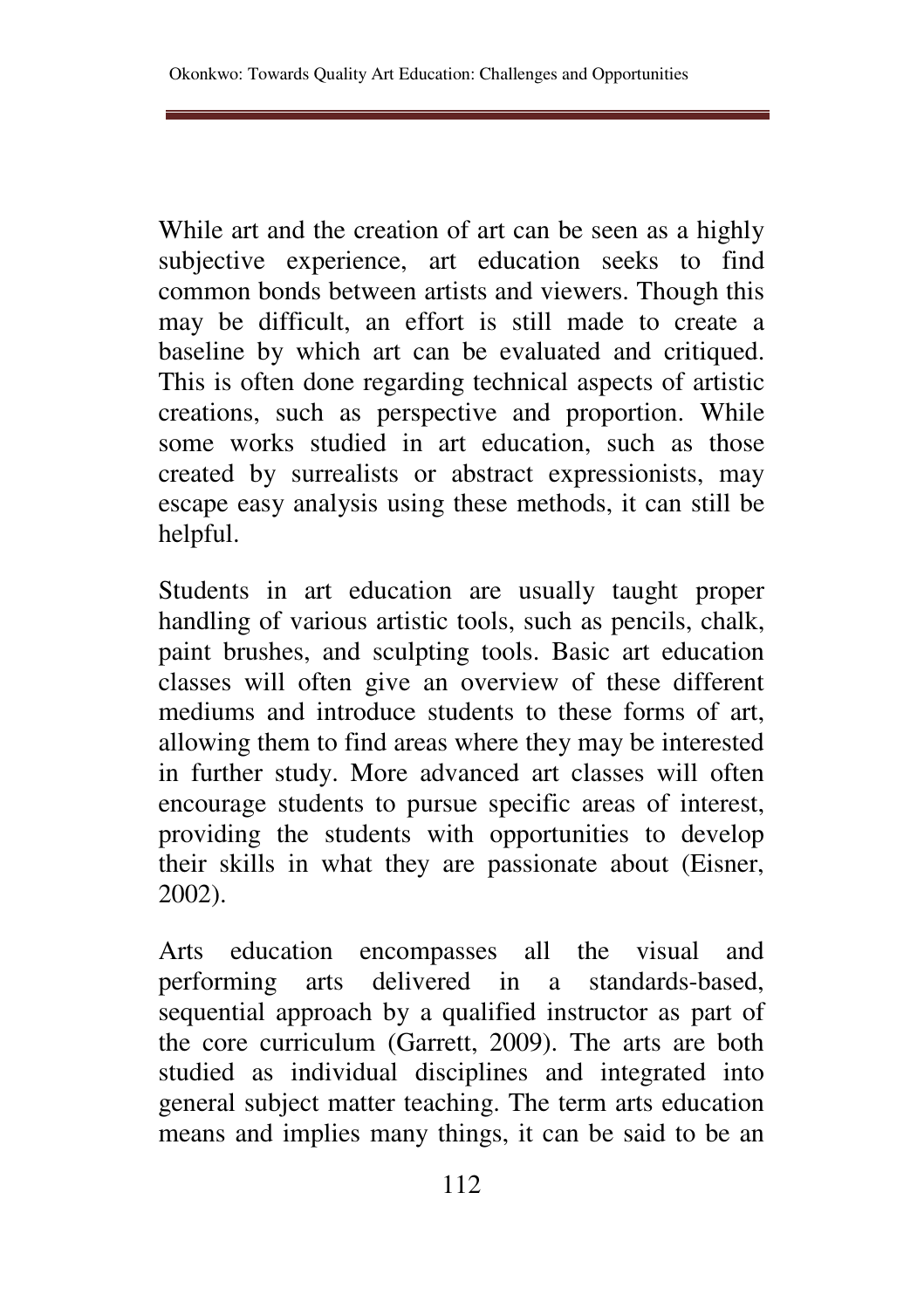While art and the creation of art can be seen as a highly subjective experience, art education seeks to find common bonds between artists and viewers. Though this may be difficult, an effort is still made to create a baseline by which art can be evaluated and critiqued. This is often done regarding technical aspects of artistic creations, such as perspective and proportion. While some works studied in art education, such as those created by surrealists or abstract expressionists, may escape easy analysis using these methods, it can still be helpful.

Students in art education are usually taught proper handling of various artistic tools, such as pencils, chalk, paint brushes, and sculpting tools. Basic art education classes will often give an overview of these different mediums and introduce students to these forms of art, allowing them to find areas where they may be interested in further study. More advanced art classes will often encourage students to pursue specific areas of interest, providing the students with opportunities to develop their skills in what they are passionate about (Eisner, 2002).

Arts education encompasses all the visual and performing arts delivered in a standards-based, sequential approach by a qualified instructor as part of the core curriculum (Garrett, 2009). The arts are both studied as individual disciplines and integrated into general subject matter teaching. The term arts education means and implies many things, it can be said to be an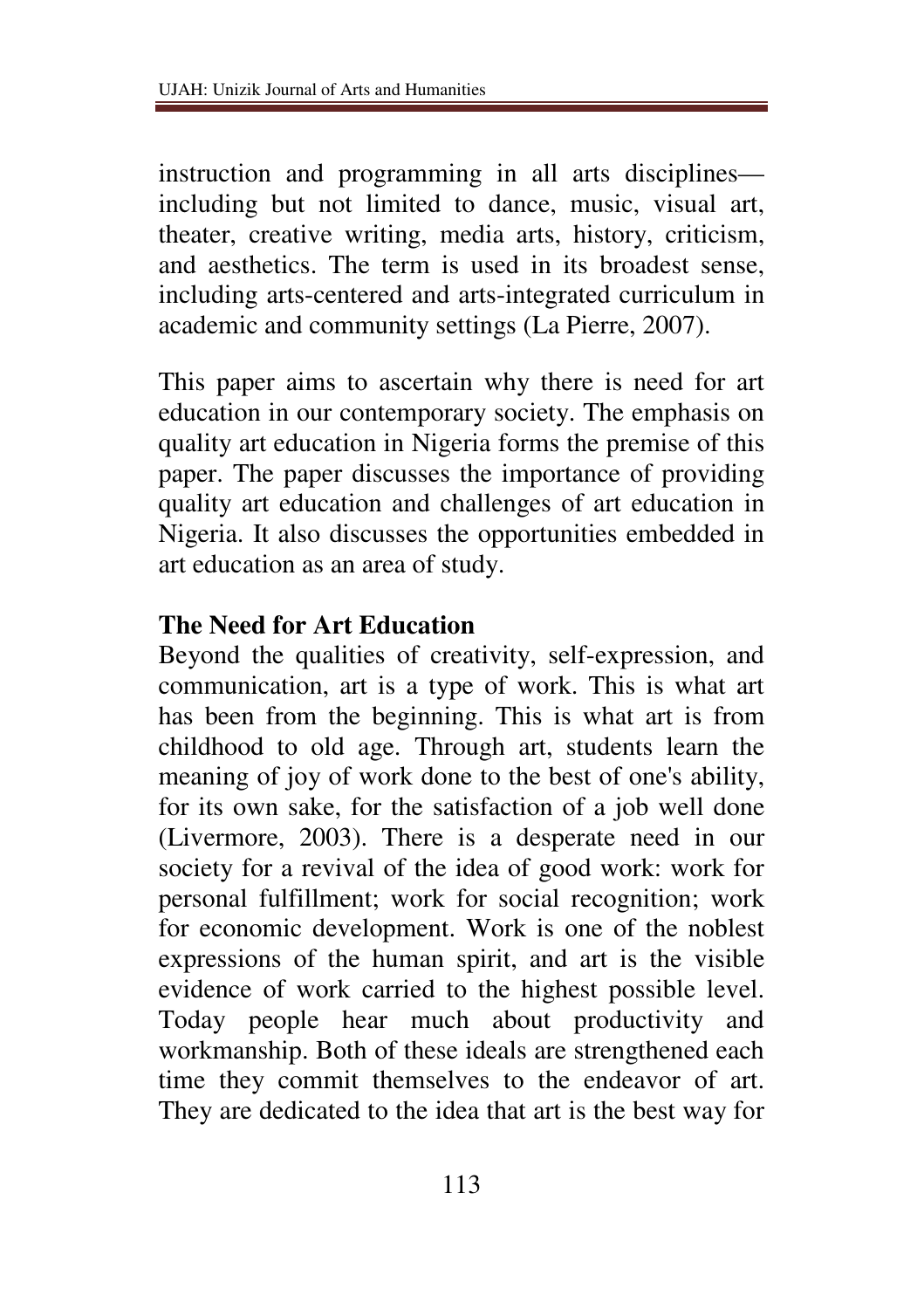instruction and programming in all arts disciplines—including but not limited to dance, music, visual art, theater, creative writing, media arts, history, criticism, and aesthetics. The term is used in its broadest sense, including arts-centered and arts-integrated curriculum in academic and community settings (La Pierre, 2007).

This paper aims to ascertain why there is need for art education in our contemporary society. The emphasis on quality art education in Nigeria forms the premise of this paper. The paper discusses the importance of providing quality art education and challenges of art education in Nigeria. It also discusses the opportunities embedded in art education as an area of study.

**The Need for Art Education**

Beyond the qualities of creativity, self-expression, and communication, art is a type of work. This is what art has been from the beginning. This is what art is from childhood to old age. Through art, students learn the meaning of joy of work done to the best of one's ability, for its own sake, for the satisfaction of a job well done (Livermore, 2003). There is a desperate need in our society for a revival of the idea of good work: work for personal fulfillment; work for social recognition; work for economic development. Work is one of the noblest expressions of the human spirit, and art is the visible evidence of work carried to the highest possible level. Today people hear much about productivity and workmanship. Both of these ideals are strengthened each time they commit themselves to the endeavor of art. They are dedicated to the idea that art is the best way for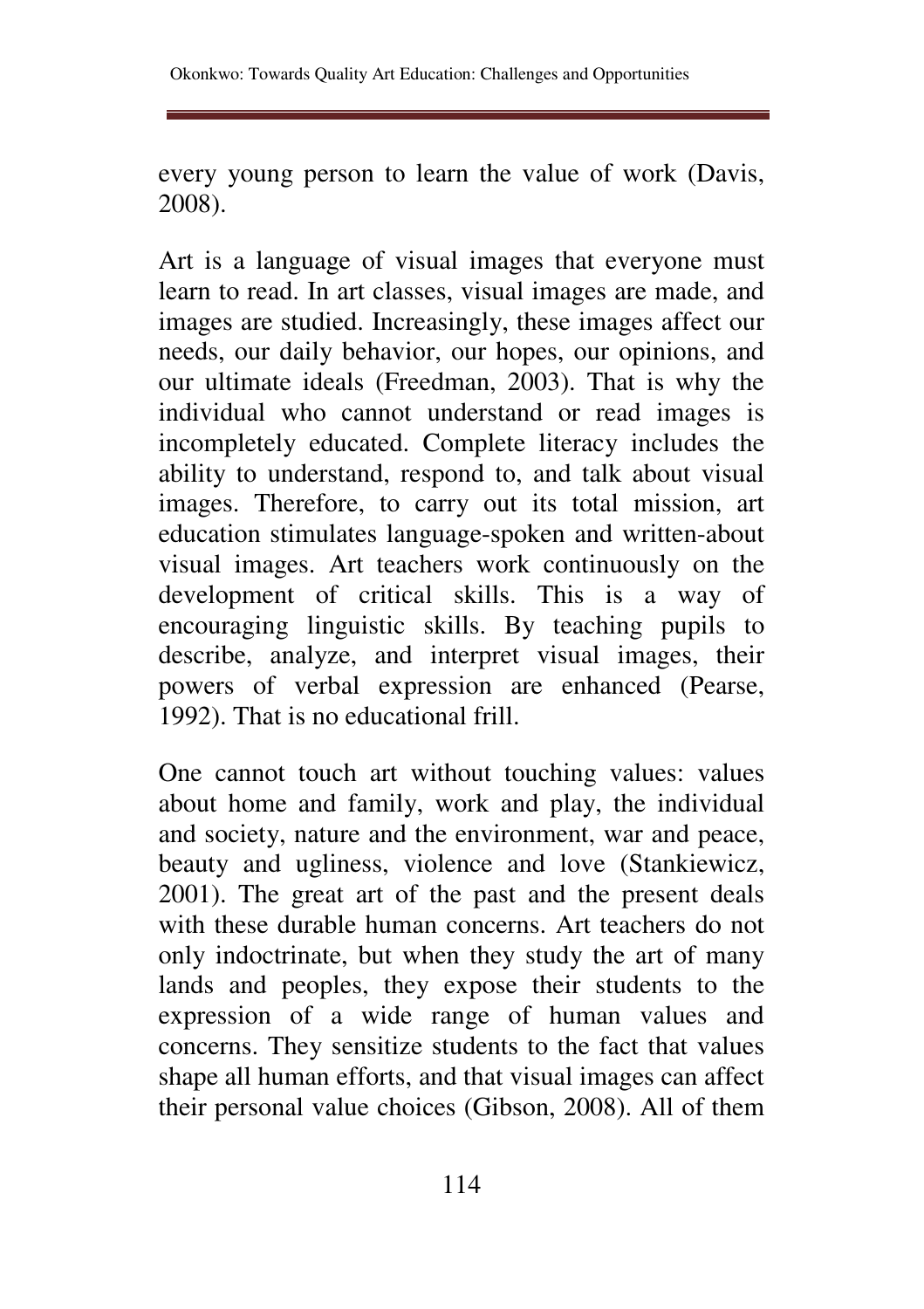every young person to learn the value of work (Davis, 2008).

Art is a language of visual images that everyone must learn to read. In art classes, visual images are made, and images are studied. Increasingly, these images affect our needs, our daily behavior, our hopes, our opinions, and our ultimate ideals (Freedman, 2003). That is why the individual who cannot understand or read images is incompletely educated. Complete literacy includes the ability to understand, respond to, and talk about visual images. Therefore, to carry out its total mission, art education stimulates language-spoken and written-about visual images. Art teachers work continuously on the development of critical skills. This is a way of encouraging linguistic skills. By teaching pupils to describe, analyze, and interpret visual images, their powers of verbal expression are enhanced (Pearse, 1992). That is no educational frill.

One cannot touch art without touching values: values about home and family, work and play, the individual and society, nature and the environment, war and peace, beauty and ugliness, violence and love (Stankiewicz, 2001). The great art of the past and the present deals with these durable human concerns. Art teachers do not only indoctrinate, but when they study the art of many lands and peoples, they expose their students to the expression of a wide range of human values and concerns. They sensitize students to the fact that values shape all human efforts, and that visual images can affect their personal value choices (Gibson, 2008). All of them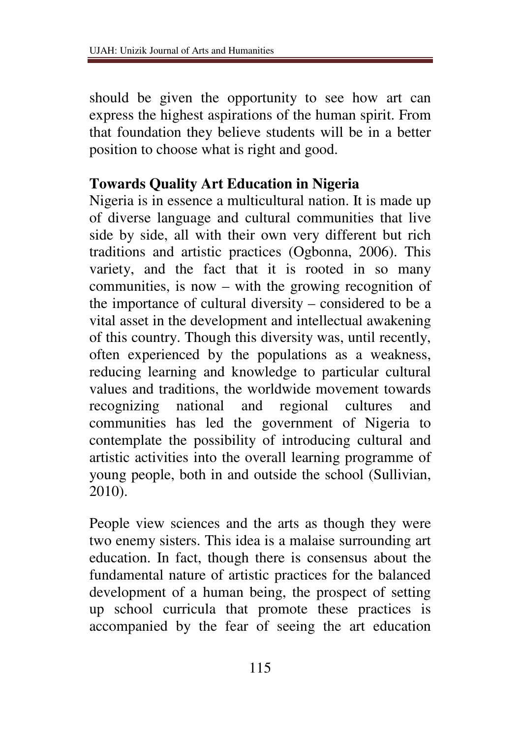should be given the opportunity to see how art can express the highest aspirations of the human spirit. From that foundation they believe students will be in a better position to choose what is right and good.

## Towards Quality Art Education in Nigeria

Nigeria is in essence a multicultural nation. It is made up of diverse language and cultural communities that live side by side, all with their own very different but rich traditions and artistic practices (Ogbonna, 2006). This variety, and the fact that it is rooted in so many communities, is now – with the growing recognition of the importance of cultural diversity – considered to be a vital asset in the development and intellectual awakening of this country. Though this diversity was, until recently, often experienced by the populations as a weakness, reducing learning and knowledge to particular cultural values and traditions, the worldwide movement towards recognizing national and regional cultures and communities has led the government of Nigeria to contemplate the possibility of introducing cultural and artistic activities into the overall learning programme of young people, both in and outside the school (Sullivian, 2010).

People view sciences and the arts as though they were two enemy sisters. This idea is a malaise surrounding art education. In fact, though there is consensus about the fundamental nature of artistic practices for the balanced development of a human being, the prospect of setting up school curricula that promote these practices is accompanied by the fear of seeing the art education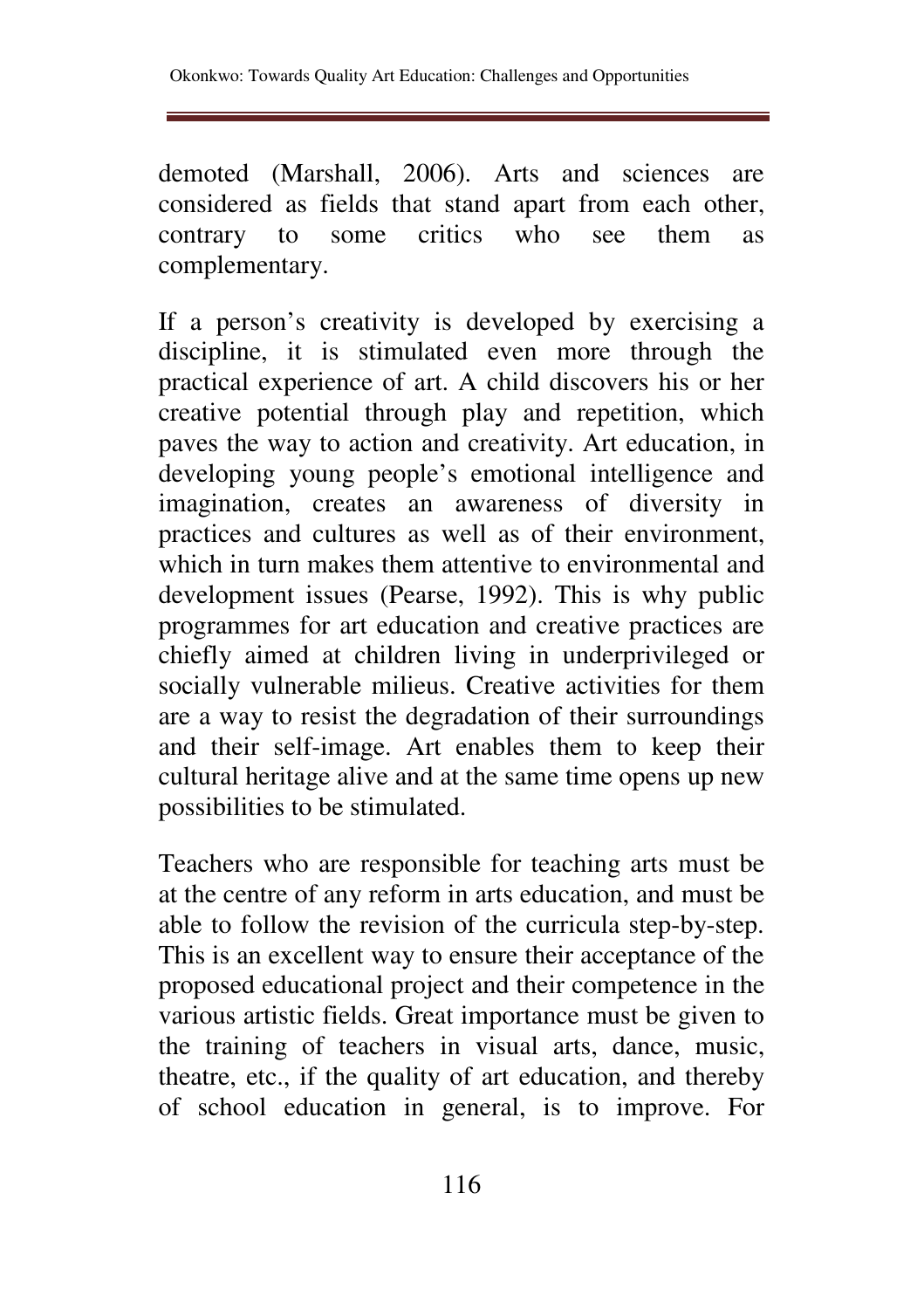demoted (Marshall, 2006). Arts and sciences are considered as fields that stand apart from each other, contrary to some critics who see them as complementary.

If a person's creativity is developed by exercising a discipline, it is stimulated even more through the practical experience of art. A child discovers his or her creative potential through play and repetition, which paves the way to action and creativity. Art education, in developing young people's emotional intelligence and imagination, creates an awareness of diversity in practices and cultures as well as of their environment, which in turn makes them attentive to environmental and development issues (Pearse, 1992). This is why public programmes for art education and creative practices are chiefly aimed at children living in underprivileged or socially vulnerable milieus. Creative activities for them are a way to resist the degradation of their surroundings and their self-image. Art enables them to keep their cultural heritage alive and at the same time opens up new possibilities to be stimulated.

Teachers who are responsible for teaching arts must be at the centre of any reform in arts education, and must be able to follow the revision of the curricula step-by-step. This is an excellent way to ensure their acceptance of the proposed educational project and their competence in the various artistic fields. Great importance must be given to the training of teachers in visual arts, dance, music, theatre, etc., if the quality of art education, and thereby of school education in general, is to improve. For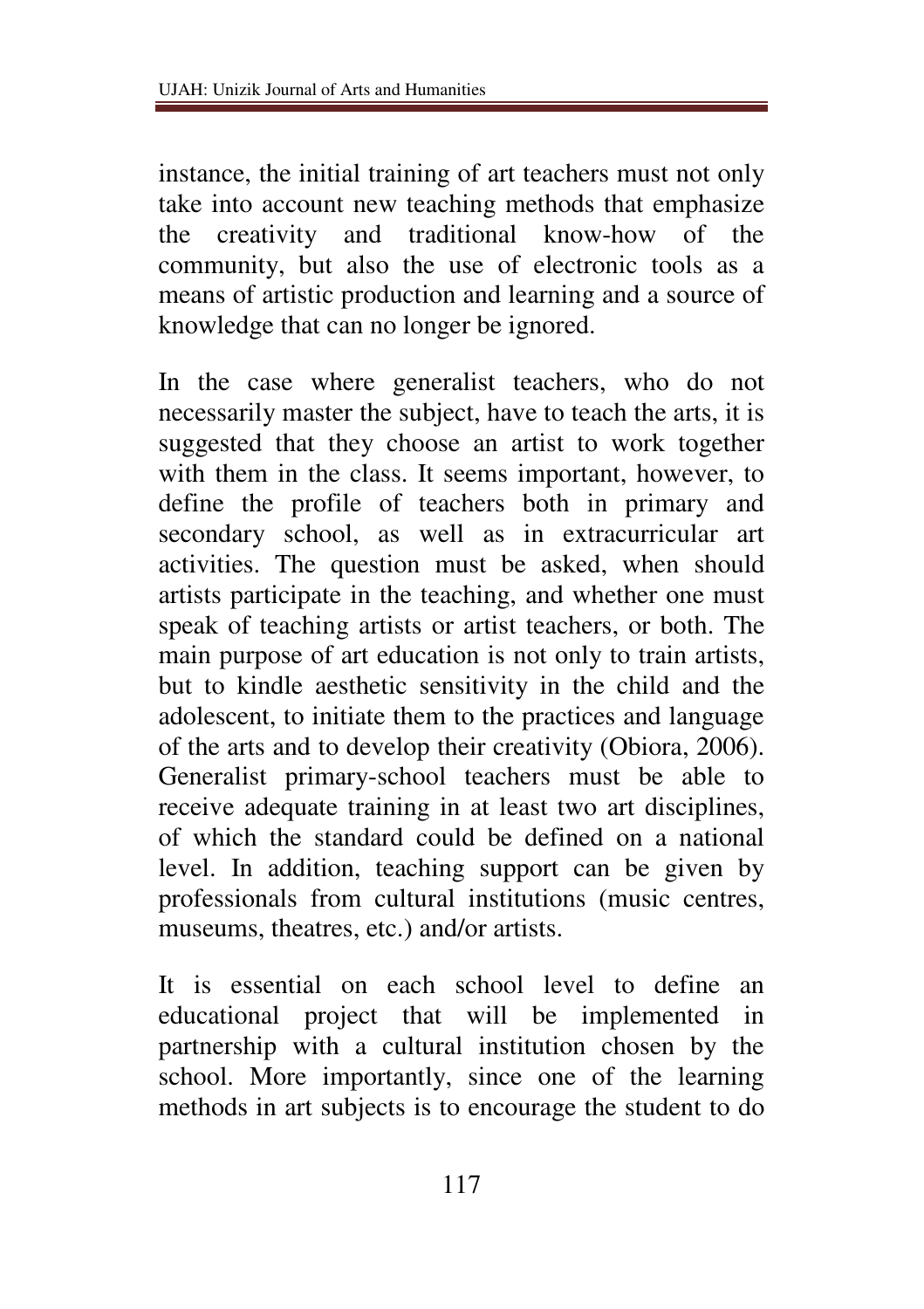instance, the initial training of art teachers must not only take into account new teaching methods that emphasize the creativity and traditional know-how of the community, but also the use of electronic tools as a means of artistic production and learning and a source of knowledge that can no longer be ignored.

In the case where generalist teachers, who do not necessarily master the subject, have to teach the arts, it is suggested that they choose an artist to work together with them in the class. It seems important, however, to define the profile of teachers both in primary and secondary school, as well as in extracurricular art activities. The question must be asked, when should artists participate in the teaching, and whether one must speak of teaching artists or artist teachers, or both. The main purpose of art education is not only to train artists, but to kindle aesthetic sensitivity in the child and the adolescent, to initiate them to the practices and language of the arts and to develop their creativity (Obiora, 2006). Generalist primary-school teachers must be able to receive adequate training in at least two art disciplines, of which the standard could be defined on a national level. In addition, teaching support can be given by professionals from cultural institutions (music centres, museums, theatres, etc.) and/or artists.

It is essential on each school level to define an educational project that will be implemented in partnership with a cultural institution chosen by the school. More importantly, since one of the learning methods in art subjects is to encourage the student to do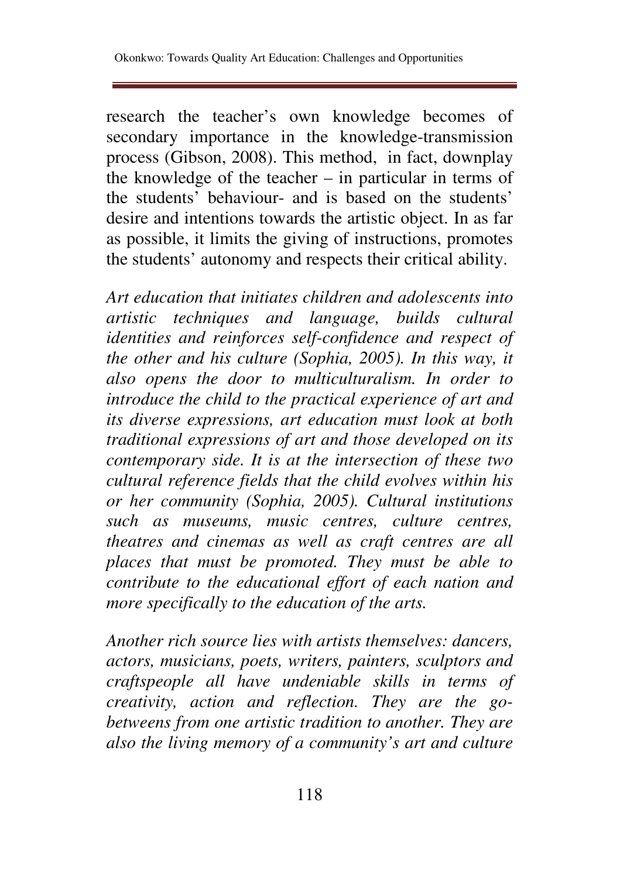research the teacher's own knowledge becomes of secondary importance in the knowledge-transmission process (Gibson, 2008). This method, in fact, downplay the knowledge of the teacher – in particular in terms of the students' behaviour- and is based on the students' desire and intentions towards the artistic object. In as far as possible, it limits the giving of instructions, promotes the students' autonomy and respects their critical ability.

*Art education that initiates children and adolescents into artistic techniques and language, builds cultural identities and reinforces self-confidence and respect of the other and his culture (Sophia, 2005). In this way, it also opens the door to multiculturalism. In order to introduce the child to the practical experience of art and its diverse expressions, art education must look at both traditional expressions of art and those developed on its contemporary side. It is at the intersection of these two cultural reference fields that the child evolves within his or her community (Sophia, 2005). Cultural institutions such as museums, music centres, culture centres, theatres and cinemas as well as craft centres are all places that must be promoted. They must be able to contribute to the educational effort of each nation and more specifically to the education of the arts.*

*Another rich source lies with artists themselves: dancers, actors, musicians, poets, writers, painters, sculptors and craftspeople all have undeniable skills in terms of creativity, action and reflection. They are the go-betweens from one artistic tradition to another. They are also the living memory of a community's art and culture*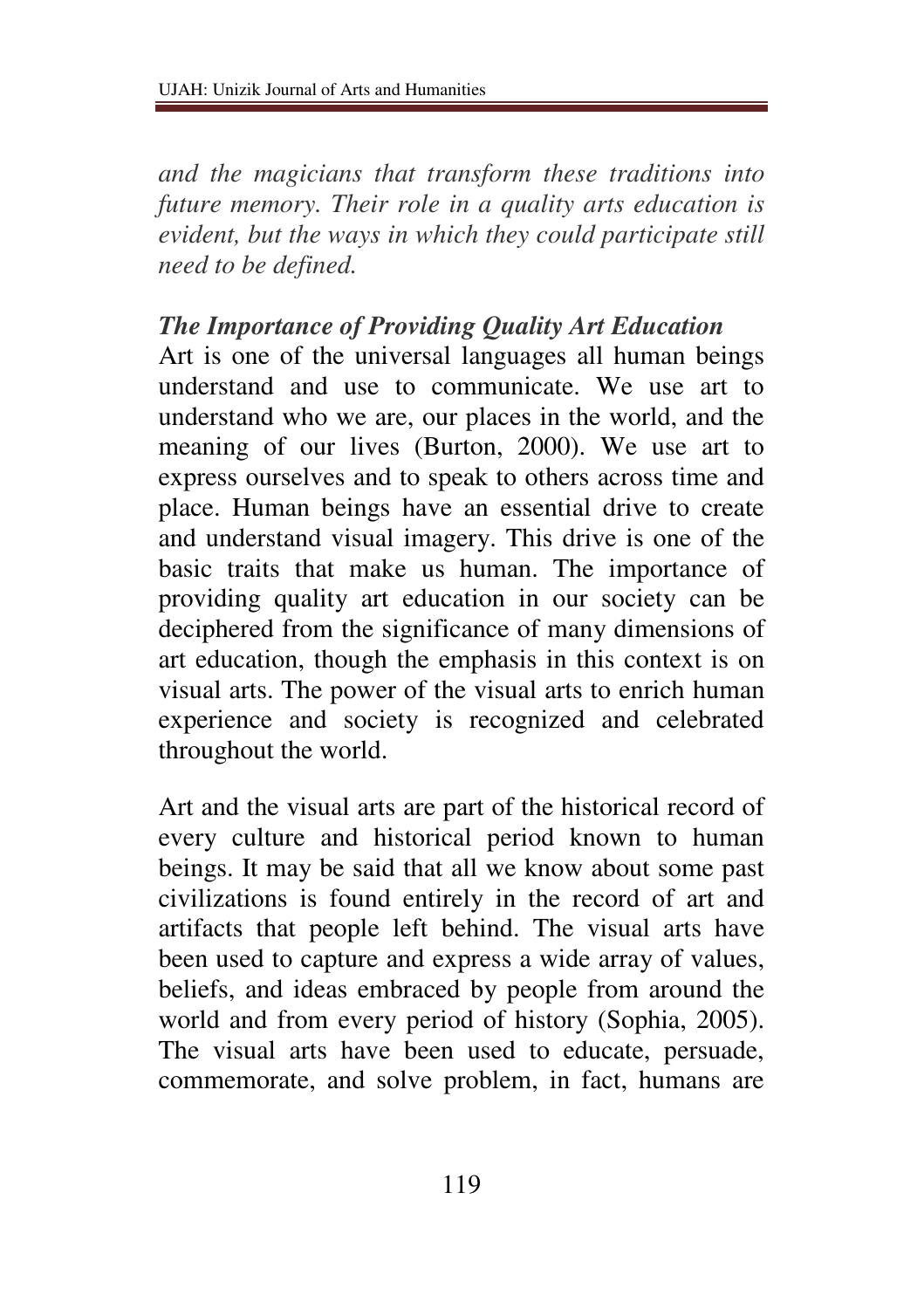*and the magicians that transform these traditions into future memory. Their role in a quality arts education is evident, but the ways in which they could participate still need to be defined.*

***The Importance of Providing Quality Art Education***

Art is one of the universal languages all human beings understand and use to communicate. We use art to understand who we are, our places in the world, and the meaning of our lives (Burton, 2000). We use art to express ourselves and to speak to others across time and place. Human beings have an essential drive to create and understand visual imagery. This drive is one of the basic traits that make us human. The importance of providing quality art education in our society can be deciphered from the significance of many dimensions of art education, though the emphasis in this context is on visual arts. The power of the visual arts to enrich human experience and society is recognized and celebrated throughout the world.

Art and the visual arts are part of the historical record of every culture and historical period known to human beings. It may be said that all we know about some past civilizations is found entirely in the record of art and artifacts that people left behind. The visual arts have been used to capture and express a wide array of values, beliefs, and ideas embraced by people from around the world and from every period of history (Sophia, 2005). The visual arts have been used to educate, persuade, commemorate, and solve problem, in fact, humans are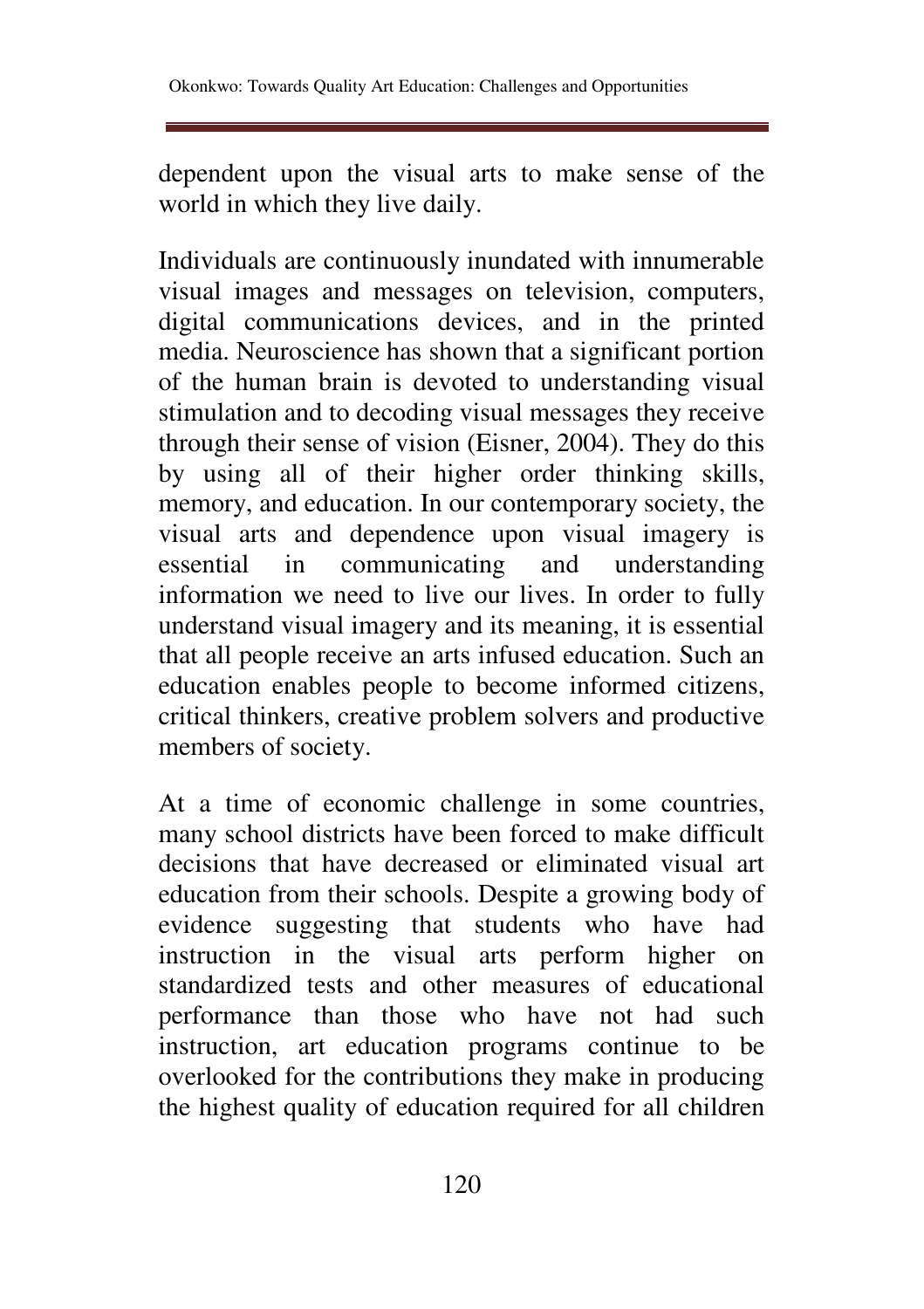dependent upon the visual arts to make sense of the world in which they live daily.

Individuals are continuously inundated with innumerable visual images and messages on television, computers, digital communications devices, and in the printed media. Neuroscience has shown that a significant portion of the human brain is devoted to understanding visual stimulation and to decoding visual messages they receive through their sense of vision (Eisner, 2004). They do this by using all of their higher order thinking skills, memory, and education. In our contemporary society, the visual arts and dependence upon visual imagery is essential in communicating and understanding information we need to live our lives. In order to fully understand visual imagery and its meaning, it is essential that all people receive an arts infused education. Such an education enables people to become informed citizens, critical thinkers, creative problem solvers and productive members of society.

At a time of economic challenge in some countries, many school districts have been forced to make difficult decisions that have decreased or eliminated visual art education from their schools. Despite a growing body of evidence suggesting that students who have had instruction in the visual arts perform higher on standardized tests and other measures of educational performance than those who have not had such instruction, art education programs continue to be overlooked for the contributions they make in producing the highest quality of education required for all children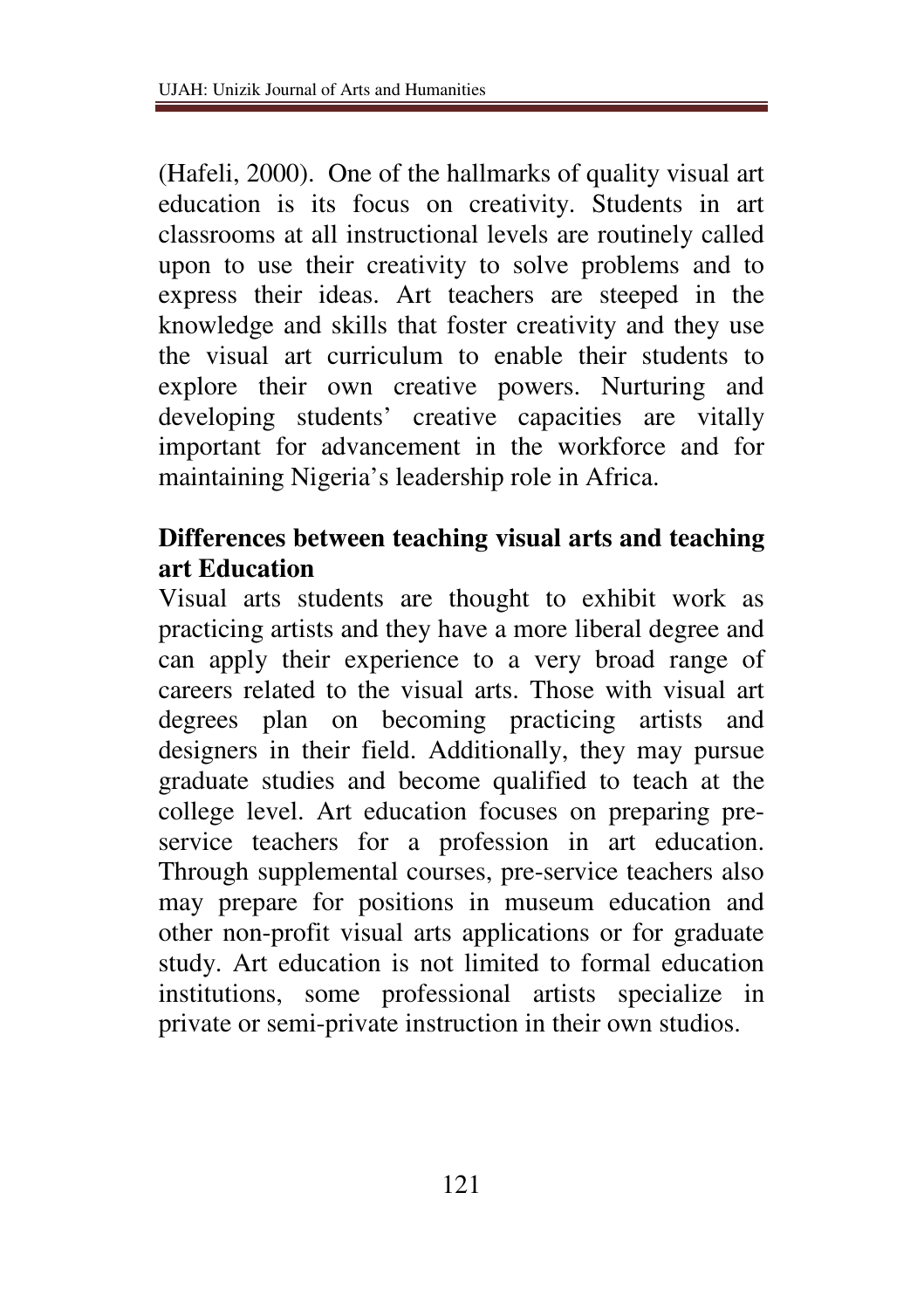(Hafeli, 2000). One of the hallmarks of quality visual art education is its focus on creativity. Students in art classrooms at all instructional levels are routinely called upon to use their creativity to solve problems and to express their ideas. Art teachers are steeped in the knowledge and skills that foster creativity and they use the visual art curriculum to enable their students to explore their own creative powers. Nurturing and developing students' creative capacities are vitally important for advancement in the workforce and for maintaining Nigeria's leadership role in Africa.

## Differences between teaching visual arts and teaching art Education

Visual arts students are thought to exhibit work as practicing artists and they have a more liberal degree and can apply their experience to a very broad range of careers related to the visual arts. Those with visual art degrees plan on becoming practicing artists and designers in their field. Additionally, they may pursue graduate studies and become qualified to teach at the college level. Art education focuses on preparing pre-service teachers for a profession in art education. Through supplemental courses, pre-service teachers also may prepare for positions in museum education and other non-profit visual arts applications or for graduate study. Art education is not limited to formal education institutions, some professional artists specialize in private or semi-private instruction in their own studios.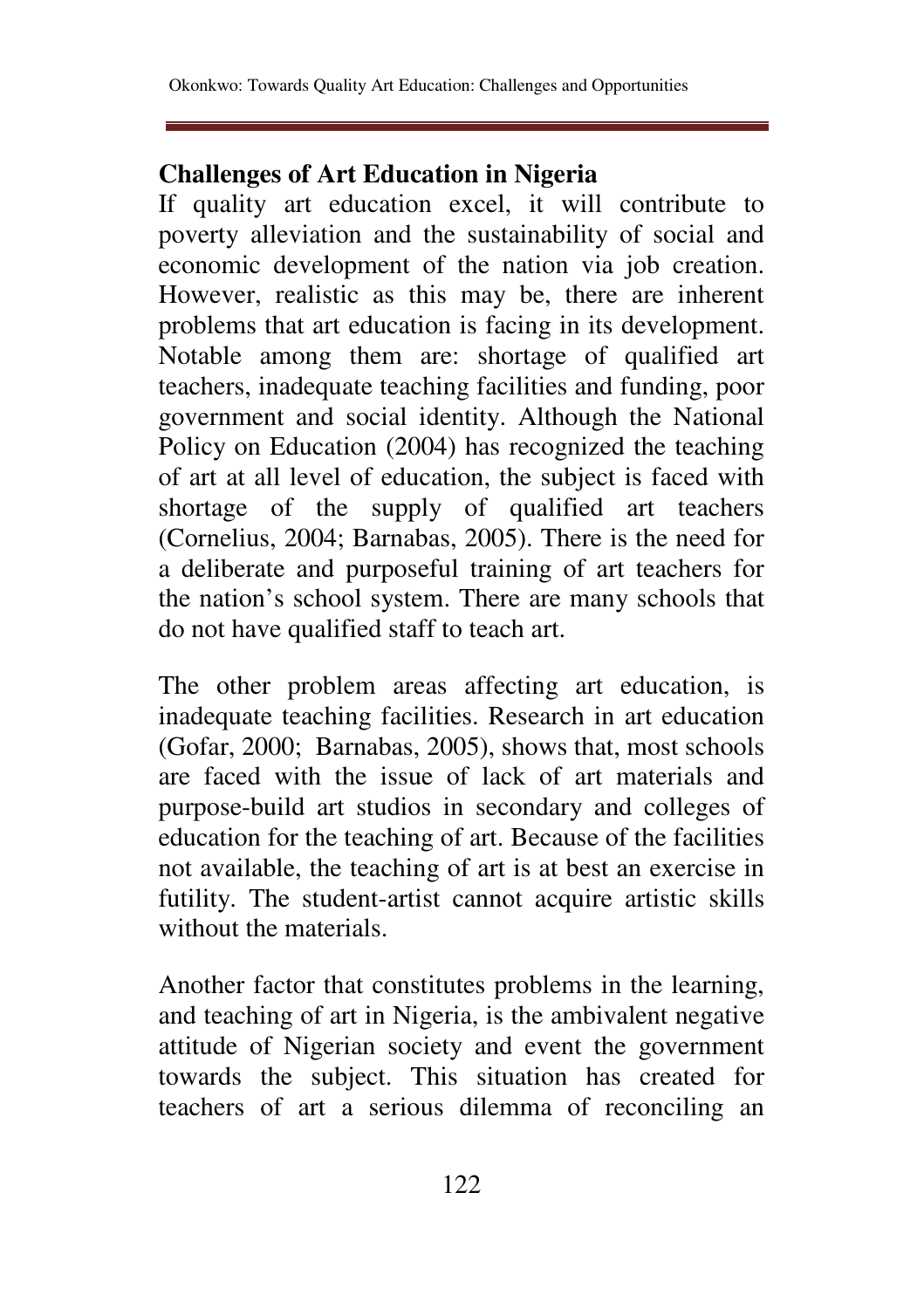## Challenges of Art Education in Nigeria

If quality art education excel, it will contribute to poverty alleviation and the sustainability of social and economic development of the nation via job creation. However, realistic as this may be, there are inherent problems that art education is facing in its development. Notable among them are: shortage of qualified art teachers, inadequate teaching facilities and funding, poor government and social identity. Although the National Policy on Education (2004) has recognized the teaching of art at all level of education, the subject is faced with shortage of the supply of qualified art teachers (Cornelius, 2004; Barnabas, 2005). There is the need for a deliberate and purposeful training of art teachers for the nation's school system. There are many schools that do not have qualified staff to teach art.

The other problem areas affecting art education, is inadequate teaching facilities. Research in art education (Gofar, 2000; Barnabas, 2005), shows that, most schools are faced with the issue of lack of art materials and purpose-build art studios in secondary and colleges of education for the teaching of art. Because of the facilities not available, the teaching of art is at best an exercise in futility. The student-artist cannot acquire artistic skills without the materials.

Another factor that constitutes problems in the learning, and teaching of art in Nigeria, is the ambivalent negative attitude of Nigerian society and event the government towards the subject. This situation has created for teachers of art a serious dilemma of reconciling an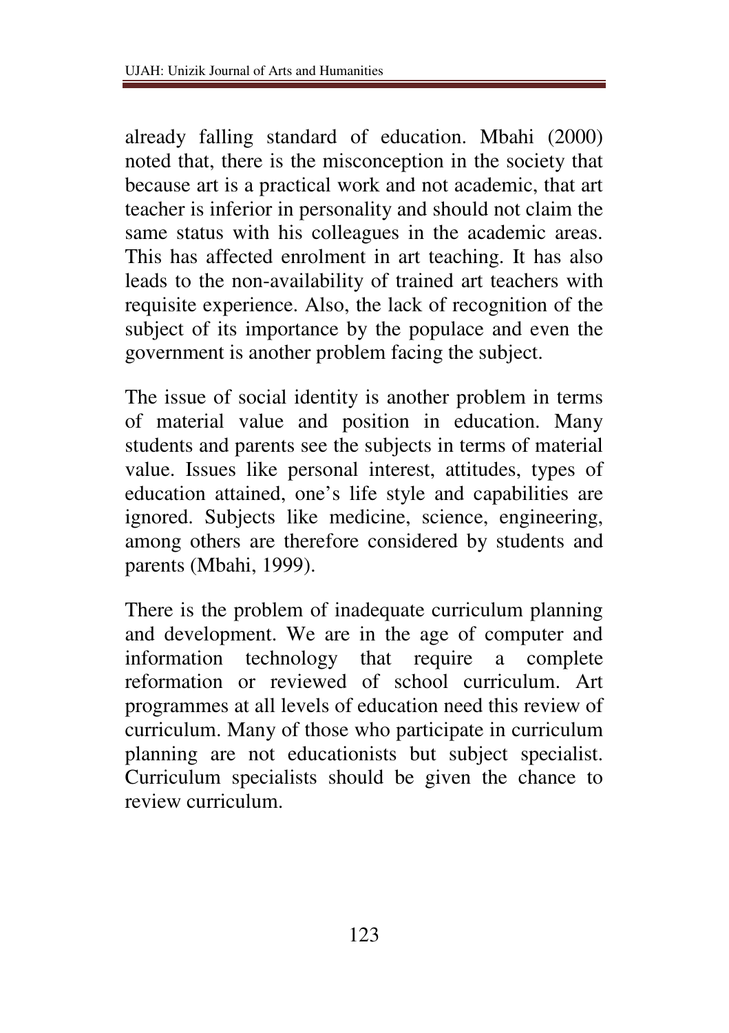already falling standard of education. Mbahi (2000) noted that, there is the misconception in the society that because art is a practical work and not academic, that art teacher is inferior in personality and should not claim the same status with his colleagues in the academic areas. This has affected enrolment in art teaching. It has also leads to the non-availability of trained art teachers with requisite experience. Also, the lack of recognition of the subject of its importance by the populace and even the government is another problem facing the subject.

The issue of social identity is another problem in terms of material value and position in education. Many students and parents see the subjects in terms of material value. Issues like personal interest, attitudes, types of education attained, one's life style and capabilities are ignored. Subjects like medicine, science, engineering, among others are therefore considered by students and parents (Mbahi, 1999).

There is the problem of inadequate curriculum planning and development. We are in the age of computer and information technology that require a complete reformation or reviewed of school curriculum. Art programmes at all levels of education need this review of curriculum. Many of those who participate in curriculum planning are not educationists but subject specialist. Curriculum specialists should be given the chance to review curriculum.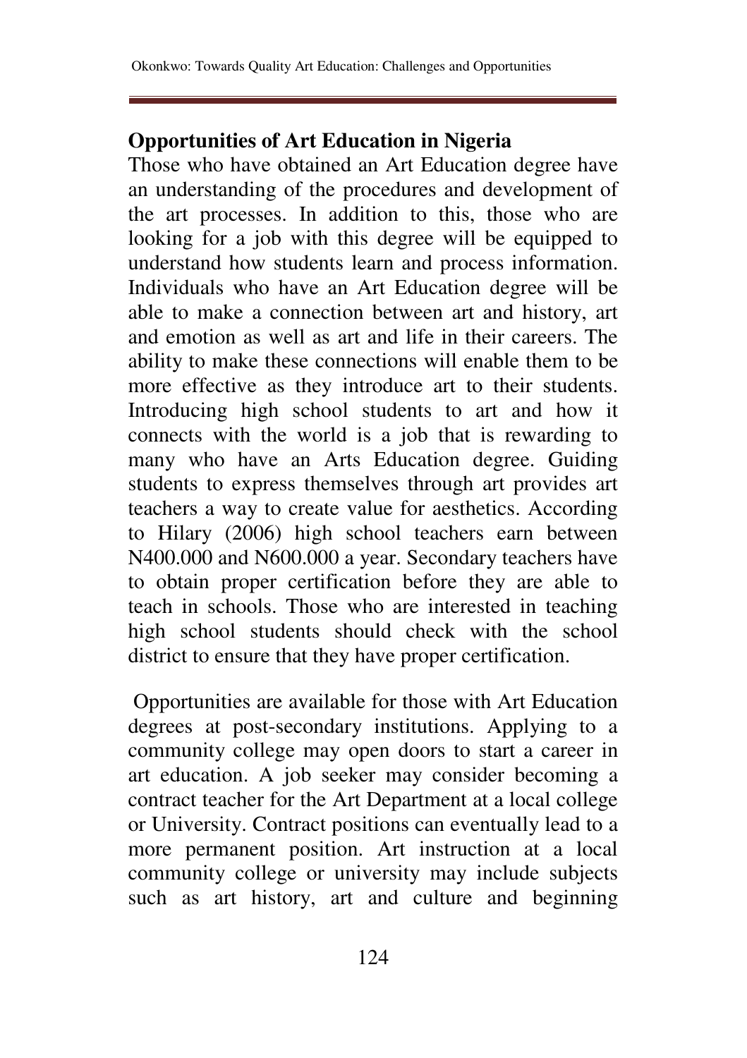## Opportunities of Art Education in Nigeria

Those who have obtained an Art Education degree have an understanding of the procedures and development of the art processes. In addition to this, those who are looking for a job with this degree will be equipped to understand how students learn and process information. Individuals who have an Art Education degree will be able to make a connection between art and history, art and emotion as well as art and life in their careers. The ability to make these connections will enable them to be more effective as they introduce art to their students. Introducing high school students to art and how it connects with the world is a job that is rewarding to many who have an Arts Education degree. Guiding students to express themselves through art provides art teachers a way to create value for aesthetics. According to Hilary (2006) high school teachers earn between N400.000 and N600.000 a year. Secondary teachers have to obtain proper certification before they are able to teach in schools. Those who are interested in teaching high school students should check with the school district to ensure that they have proper certification.

Opportunities are available for those with Art Education degrees at post-secondary institutions. Applying to a community college may open doors to start a career in art education. A job seeker may consider becoming a contract teacher for the Art Department at a local college or University. Contract positions can eventually lead to a more permanent position. Art instruction at a local community college or university may include subjects such as art history, art and culture and beginning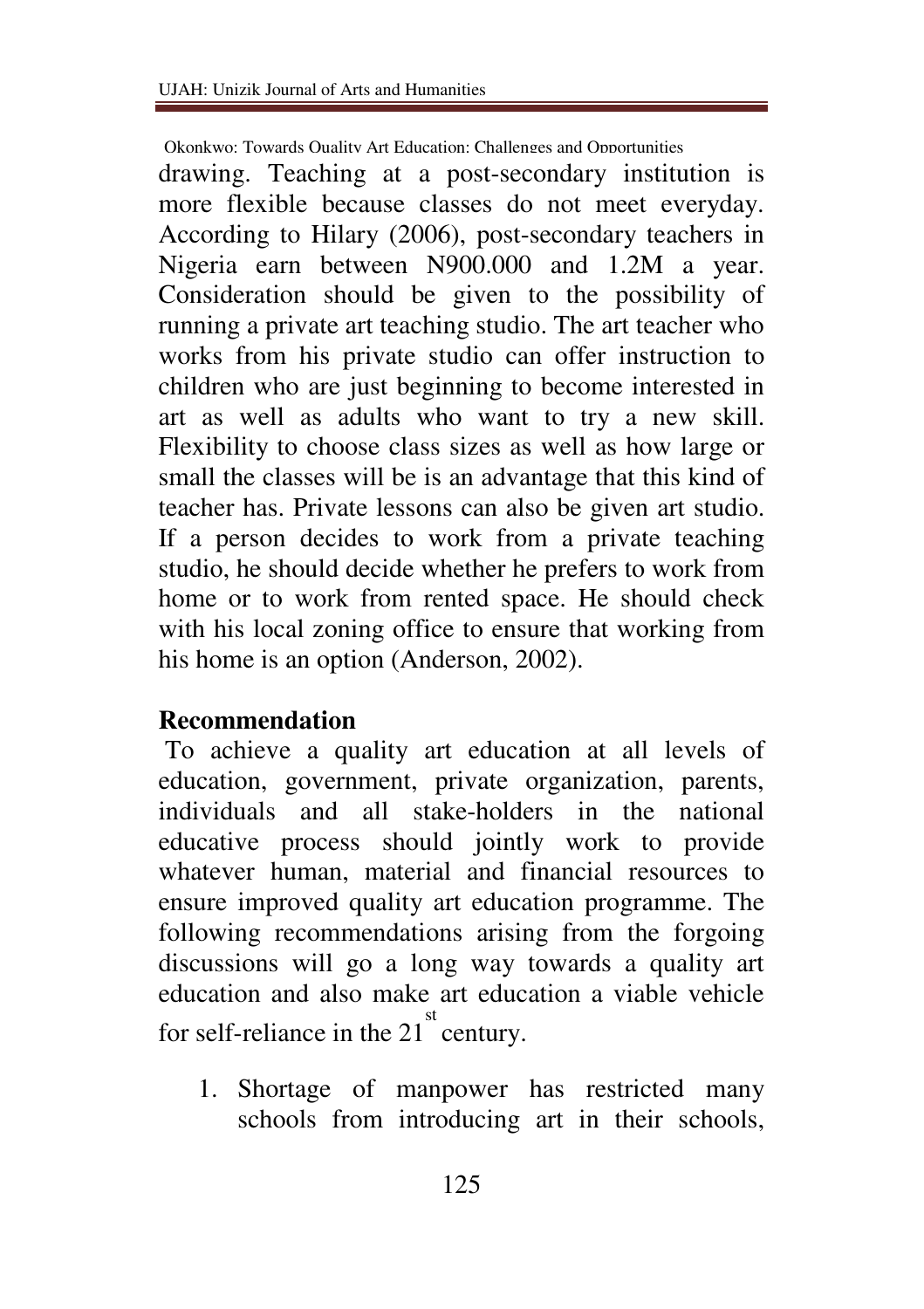drawing. Teaching at a post-secondary institution is more flexible because classes do not meet everyday. According to Hilary (2006), post-secondary teachers in Nigeria earn between N900.000 and 1.2M a year. Consideration should be given to the possibility of running a private art teaching studio. The art teacher who works from his private studio can offer instruction to children who are just beginning to become interested in art as well as adults who want to try a new skill. Flexibility to choose class sizes as well as how large or small the classes will be is an advantage that this kind of teacher has. Private lessons can also be given art studio. If a person decides to work from a private teaching studio, he should decide whether he prefers to work from home or to work from rented space. He should check with his local zoning office to ensure that working from his home is an option (Anderson, 2002).

## Recommendation

To achieve a quality art education at all levels of education, government, private organization, parents, individuals and all stake-holders in the national educative process should jointly work to provide whatever human, material and financial resources to ensure improved quality art education programme. The following recommendations arising from the forgoing discussions will go a long way towards a quality art education and also make art education a viable vehicle for self-reliance in the 21st century.

1. Shortage of manpower has restricted many schools from introducing art in their schools,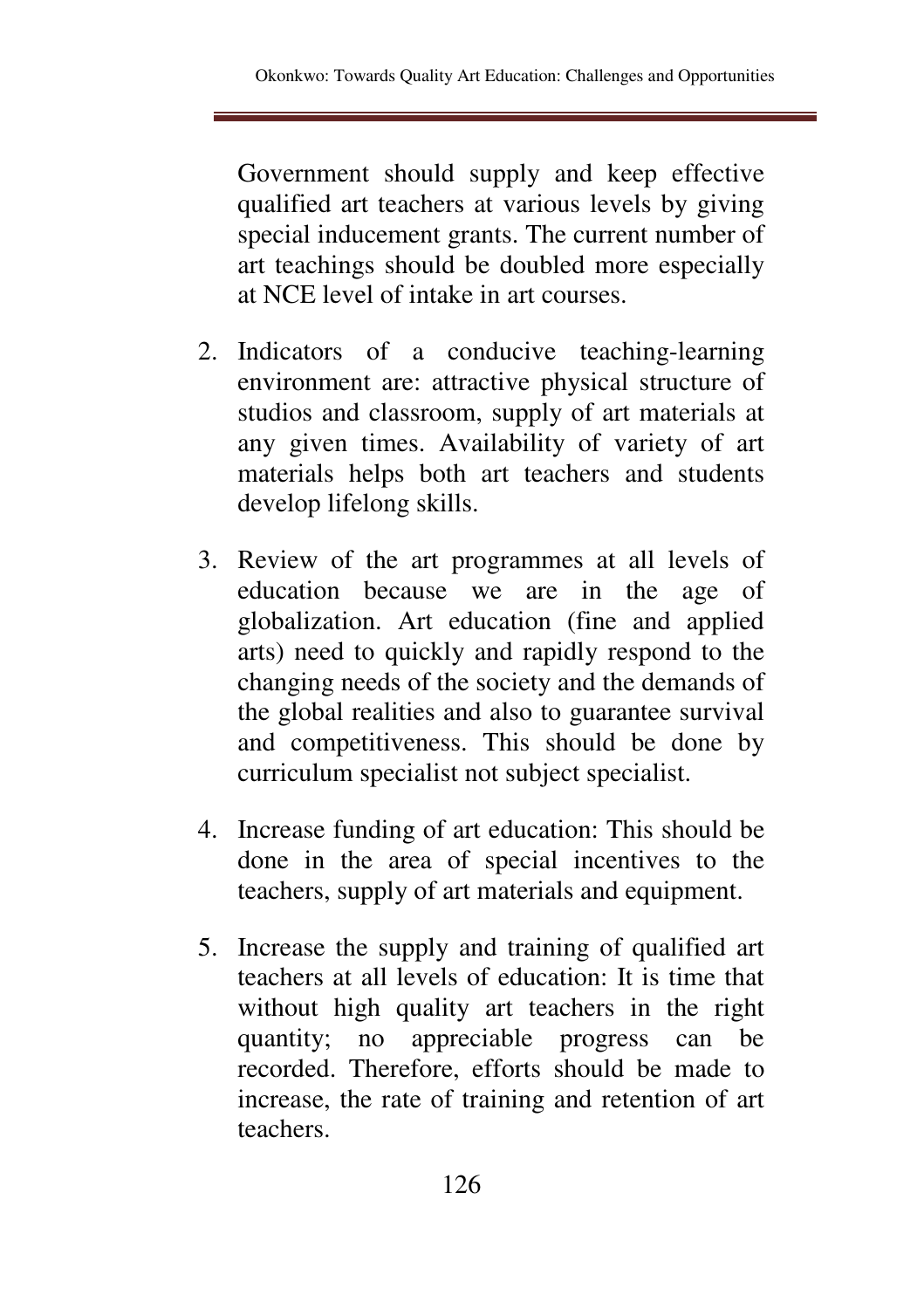Government should supply and keep effective qualified art teachers at various levels by giving special inducement grants. The current number of art teachings should be doubled more especially at NCE level of intake in art courses.

2. Indicators of a conducive teaching-learning environment are: attractive physical structure of studios and classroom, supply of art materials at any given times. Availability of variety of art materials helps both art teachers and students develop lifelong skills.

3. Review of the art programmes at all levels of education because we are in the age of globalization. Art education (fine and applied arts) need to quickly and rapidly respond to the changing needs of the society and the demands of the global realities and also to guarantee survival and competitiveness. This should be done by curriculum specialist not subject specialist.

4. Increase funding of art education: This should be done in the area of special incentives to the teachers, supply of art materials and equipment.

5. Increase the supply and training of qualified art teachers at all levels of education: It is time that without high quality art teachers in the right quantity; no appreciable progress can be recorded. Therefore, efforts should be made to increase, the rate of training and retention of art teachers.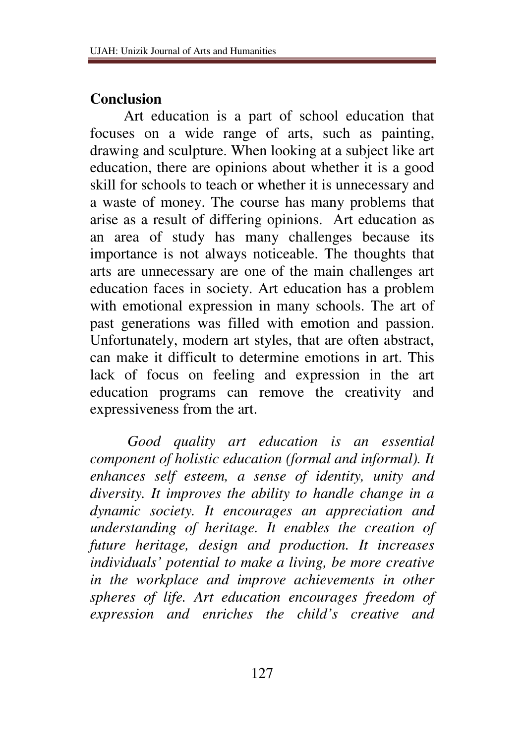## Conclusion

Art education is a part of school education that focuses on a wide range of arts, such as painting, drawing and sculpture. When looking at a subject like art education, there are opinions about whether it is a good skill for schools to teach or whether it is unnecessary and a waste of money. The course has many problems that arise as a result of differing opinions. Art education as an area of study has many challenges because its importance is not always noticeable. The thoughts that arts are unnecessary are one of the main challenges art education faces in society. Art education has a problem with emotional expression in many schools. The art of past generations was filled with emotion and passion. Unfortunately, modern art styles, that are often abstract, can make it difficult to determine emotions in art. This lack of focus on feeling and expression in the art education programs can remove the creativity and expressiveness from the art.

*Good quality art education is an essential component of holistic education (formal and informal). It enhances self esteem, a sense of identity, unity and diversity. It improves the ability to handle change in a dynamic society. It encourages an appreciation and understanding of heritage. It enables the creation of future heritage, design and production. It increases individuals' potential to make a living, be more creative in the workplace and improve achievements in other spheres of life. Art education encourages freedom of expression and enriches the child's creative and*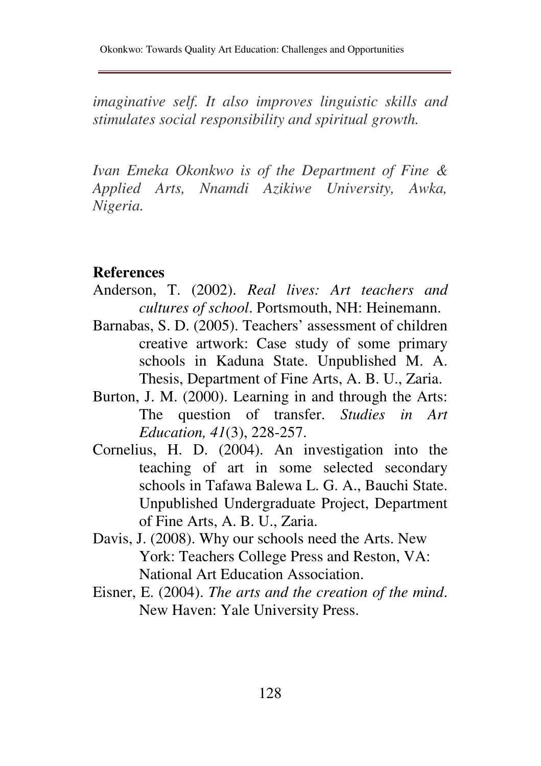*imaginative self. It also improves linguistic skills and stimulates social responsibility and spiritual growth.*

*Ivan Emeka Okonkwo is of the Department of Fine & Applied Arts, Nnamdi Azikiwe University, Awka, Nigeria.*

## References

Anderson, T. (2002). *Real lives: Art teachers and cultures of school*. Portsmouth, NH: Heinemann.

Barnabas, S. D. (2005). Teachers' assessment of children creative artwork: Case study of some primary schools in Kaduna State. Unpublished M. A. Thesis, Department of Fine Arts, A. B. U., Zaria.

Burton, J. M. (2000). Learning in and through the Arts: The question of transfer. *Studies in Art Education, 41*(3), 228-257.

Cornelius, H. D. (2004). An investigation into the teaching of art in some selected secondary schools in Tafawa Balewa L. G. A., Bauchi State. Unpublished Undergraduate Project, Department of Fine Arts, A. B. U., Zaria.

Davis, J. (2008). Why our schools need the Arts. New York: Teachers College Press and Reston, VA: National Art Education Association.

Eisner, E. (2004). *The arts and the creation of the mind*. New Haven: Yale University Press.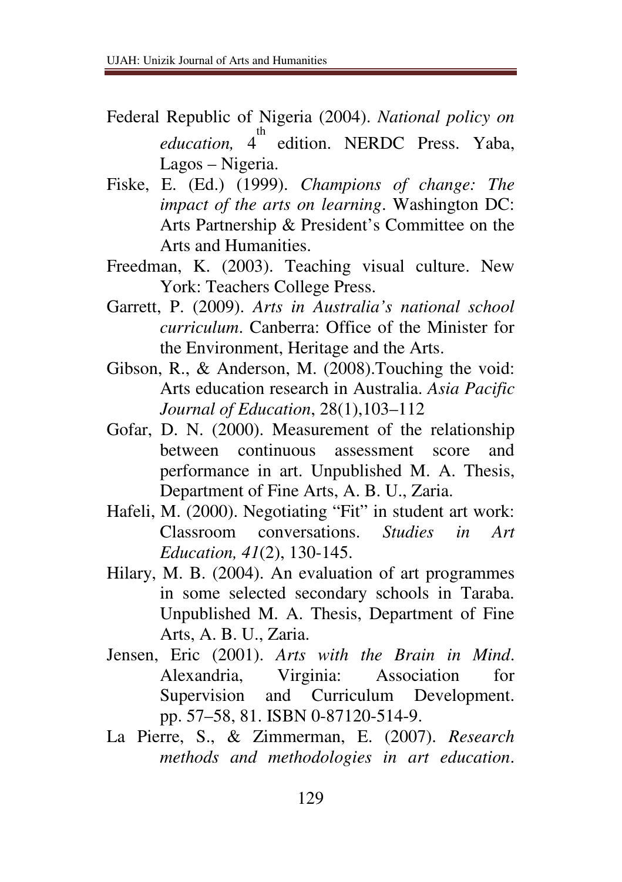Federal Republic of Nigeria (2004). *National policy on education,* 4th edition. NERDC Press. Yaba, Lagos – Nigeria.

Fiske, E. (Ed.) (1999). *Champions of change: The impact of the arts on learning*. Washington DC: Arts Partnership & President's Committee on the Arts and Humanities.

Freedman, K. (2003). Teaching visual culture. New York: Teachers College Press.

Garrett, P. (2009). *Arts in Australia's national school curriculum*. Canberra: Office of the Minister for the Environment, Heritage and the Arts.

Gibson, R., & Anderson, M. (2008).Touching the void: Arts education research in Australia. *Asia Pacific Journal of Education*, 28(1),103–112

Gofar, D. N. (2000). Measurement of the relationship between continuous assessment score and performance in art. Unpublished M. A. Thesis, Department of Fine Arts, A. B. U., Zaria.

Hafeli, M. (2000). Negotiating "Fit" in student art work: Classroom conversations. *Studies in Art Education, 41*(2), 130-145.

Hilary, M. B. (2004). An evaluation of art programmes in some selected secondary schools in Taraba. Unpublished M. A. Thesis, Department of Fine Arts, A. B. U., Zaria.

Jensen, Eric (2001). *Arts with the Brain in Mind*. Alexandria, Virginia: Association for Supervision and Curriculum Development. pp. 57–58, 81. ISBN 0-87120-514-9.

La Pierre, S., & Zimmerman, E. (2007). *Research methods and methodologies in art education*.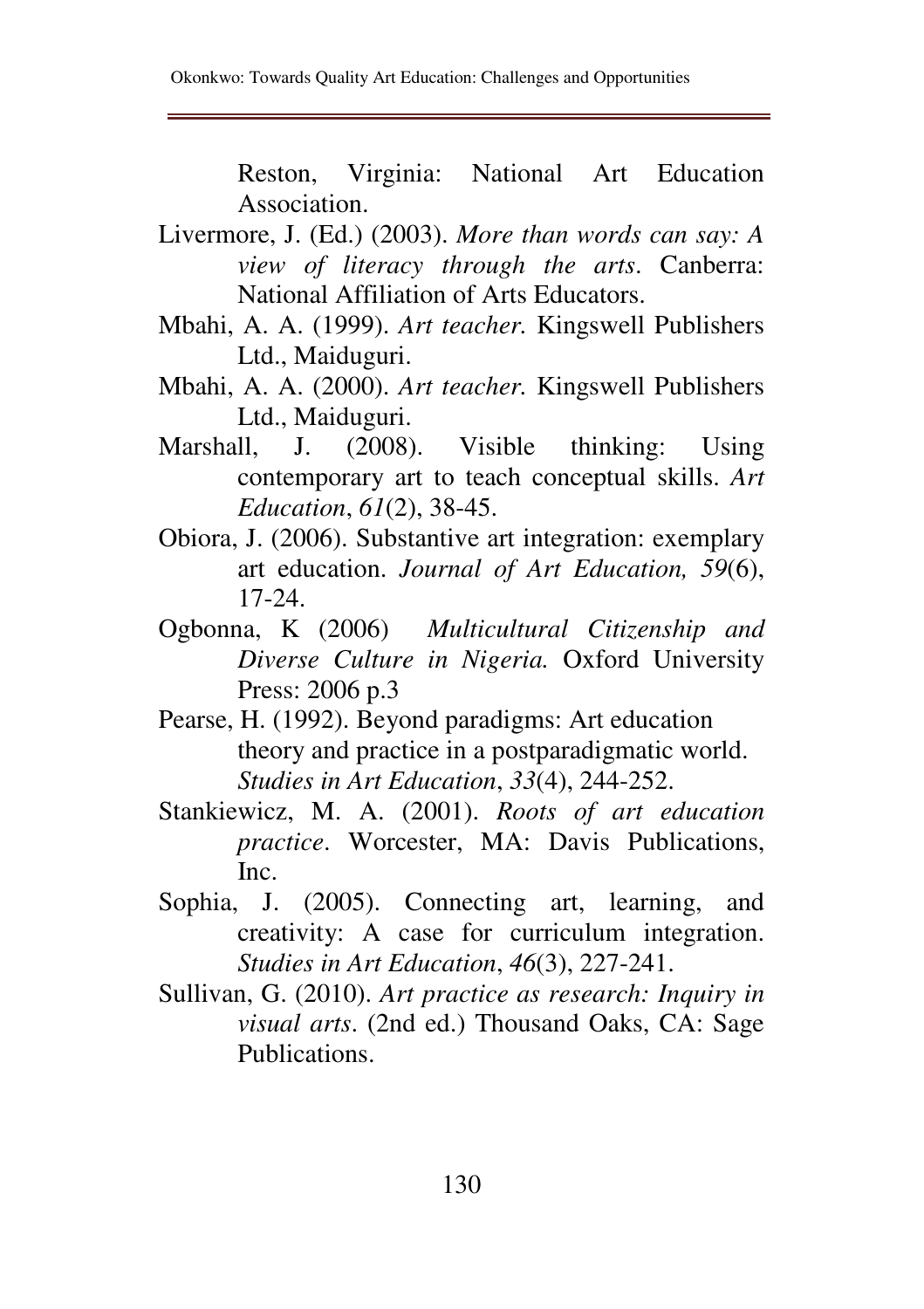Reston, Virginia: National Art Education Association.

Livermore, J. (Ed.) (2003). *More than words can say: A view of literacy through the arts*. Canberra: National Affiliation of Arts Educators.

Mbahi, A. A. (1999). *Art teacher.* Kingswell Publishers Ltd., Maiduguri.

Mbahi, A. A. (2000). *Art teacher.* Kingswell Publishers Ltd., Maiduguri.

Marshall, J. (2008). Visible thinking: Using contemporary art to teach conceptual skills. *Art Education*, *61*(2), 38-45.

Obiora, J. (2006). Substantive art integration: exemplary art education. *Journal of Art Education, 59*(6), 17-24.

Ogbonna, K (2006) *Multicultural Citizenship and Diverse Culture in Nigeria.* Oxford University Press: 2006 p.3

Pearse, H. (1992). Beyond paradigms: Art education theory and practice in a postparadigmatic world. *Studies in Art Education*, *33*(4), 244-252.

Stankiewicz, M. A. (2001). *Roots of art education practice*. Worcester, MA: Davis Publications, Inc.

Sophia, J. (2005). Connecting art, learning, and creativity: A case for curriculum integration. *Studies in Art Education*, *46*(3), 227-241.

Sullivan, G. (2010). *Art practice as research: Inquiry in visual arts*. (2nd ed.) Thousand Oaks, CA: Sage Publications.